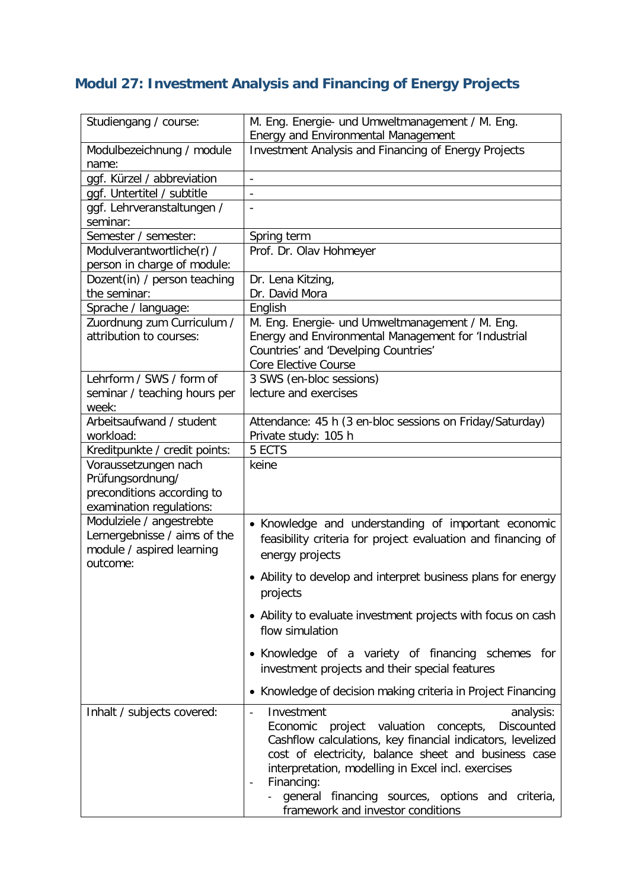## Modul 27: Investment Analysis and Financing of Energy Projects

| Studiengang / course: | M. Eng. Energie- und Umweltmanagement / M. Eng. Energy and Environmental Management |
|---|---|
| Modulbezeichnung / module name: | Investment Analysis and Financing of Energy Projects |
| ggf. Kürzel / abbreviation | - |
| ggf. Untertitel / subtitle | - |
| ggf. Lehrveranstaltungen / seminar: | - |
| Semester / semester: | Spring term |
| Modulverantwortliche(r) / person in charge of module: | Prof. Dr. Olav Hohmeyer |
| Dozent(in) / person teaching the seminar: | Dr. Lena Kitzing,<br>Dr. David Mora |
| Sprache / language: | English |
| Zuordnung zum Curriculum / attribution to courses: | M. Eng. Energie- und Umweltmanagement / M. Eng. Energy and Environmental Management for 'Industrial Countries' and 'Develping Countries'<br>Core Elective Course |
| Lehrform / SWS / form of seminar / teaching hours per week: | 3 SWS (en-bloc sessions)<br>lecture and exercises |
| Arbeitsaufwand / student workload: | Attendance: 45 h (3 en-bloc sessions on Friday/Saturday)<br>Private study: 105 h |
| Kreditpunkte / credit points: | 5 ECTS |
| Voraussetzungen nach Prüfungsordnung/ preconditions according to examination regulations: | keine |
| Modulziele / angestrebte Lernergebnisse / aims of the module / aspired learning outcome: | • Knowledge and understanding of important economic feasibility criteria for project evaluation and financing of energy projects<br>• Ability to develop and interpret business plans for energy projects<br>• Ability to evaluate investment projects with focus on cash flow simulation<br>• Knowledge of a variety of financing schemes for investment projects and their special features<br>• Knowledge of decision making criteria in Project Financing |
| Inhalt / subjects covered: | - Investment analysis: Economic project valuation concepts, Discounted Cashflow calculations, key financial indicators, levelized cost of electricity, balance sheet and business case interpretation, modelling in Excel incl. exercises<br>- Financing:<br>&nbsp;&nbsp;- general financing sources, options and criteria, framework and investor conditions |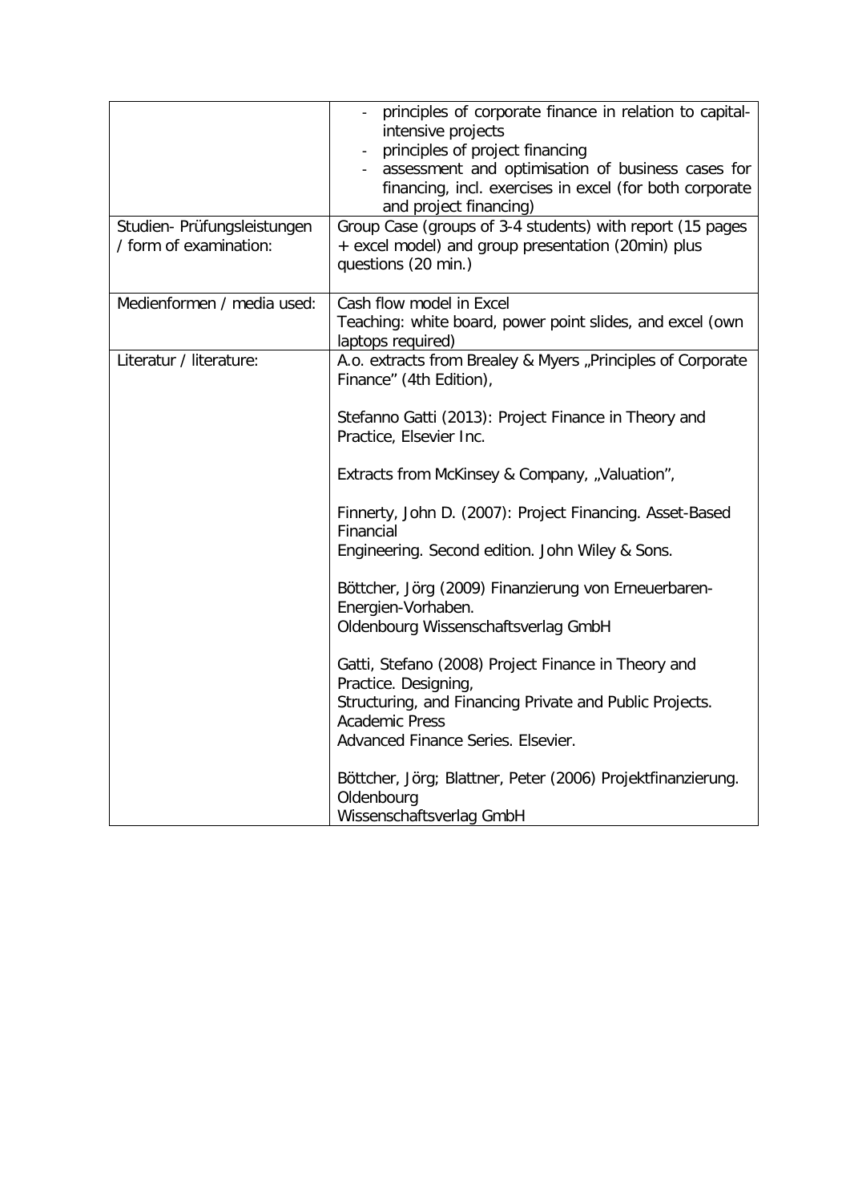| | |
|---|---|
| | - principles of corporate finance in relation to capital-intensive projects<br>- principles of project financing<br>- assessment and optimisation of business cases for financing, incl. exercises in excel (for both corporate and project financing) |
| Studien- Prüfungsleistungen / form of examination: | Group Case (groups of 3-4 students) with report (15 pages + excel model) and group presentation (20min) plus questions (20 min.) |
| Medienformen / media used: | Cash flow model in Excel<br>Teaching: white board, power point slides, and excel (own laptops required) |
| Literatur / literature: | A.o. extracts from Brealey & Myers „Principles of Corporate Finance" (4th Edition),<br><br>Stefanno Gatti (2013): Project Finance in Theory and Practice, Elsevier Inc.<br><br>Extracts from McKinsey & Company, „Valuation",<br><br>Finnerty, John D. (2007): Project Financing. Asset-Based Financial<br>Engineering. Second edition. John Wiley & Sons.<br><br>Böttcher, Jörg (2009) Finanzierung von Erneuerbaren-Energien-Vorhaben.<br>Oldenbourg Wissenschaftsverlag GmbH<br><br>Gatti, Stefano (2008) Project Finance in Theory and Practice. Designing,<br>Structuring, and Financing Private and Public Projects. Academic Press<br>Advanced Finance Series. Elsevier.<br><br>Böttcher, Jörg; Blattner, Peter (2006) Projektfinanzierung. Oldenbourg<br>Wissenschaftsverlag GmbH |